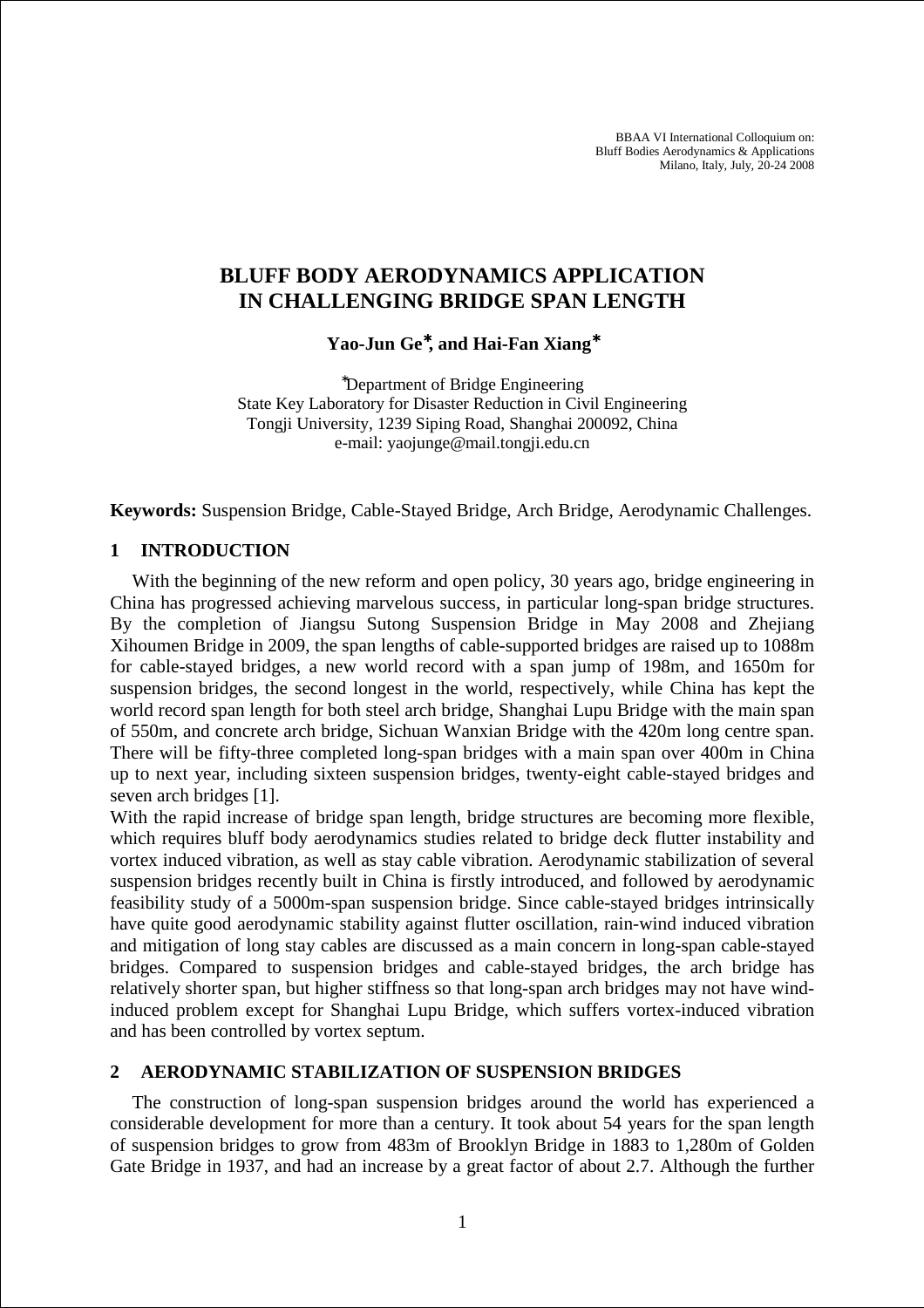BBAA VI International Colloquium on:
Bluff Bodies Aerodynamics & Applications
Milano, Italy, July, 20-24 2008

# BLUFF BODY AERODYNAMICS APPLICATION IN CHALLENGING BRIDGE SPAN LENGTH

**Yao-Jun Ge\*, and Hai-Fan Xiang\***

\*Department of Bridge Engineering
State Key Laboratory for Disaster Reduction in Civil Engineering
Tongji University, 1239 Siping Road, Shanghai 200092, China
e-mail: yaojunge@mail.tongji.edu.cn

**Keywords:** Suspension Bridge, Cable-Stayed Bridge, Arch Bridge, Aerodynamic Challenges.

## 1 INTRODUCTION

With the beginning of the new reform and open policy, 30 years ago, bridge engineering in China has progressed achieving marvelous success, in particular long-span bridge structures. By the completion of Jiangsu Sutong Suspension Bridge in May 2008 and Zhejiang Xihoumen Bridge in 2009, the span lengths of cable-supported bridges are raised up to 1088m for cable-stayed bridges, a new world record with a span jump of 198m, and 1650m for suspension bridges, the second longest in the world, respectively, while China has kept the world record span length for both steel arch bridge, Shanghai Lupu Bridge with the main span of 550m, and concrete arch bridge, Sichuan Wanxian Bridge with the 420m long centre span. There will be fifty-three completed long-span bridges with a main span over 400m in China up to next year, including sixteen suspension bridges, twenty-eight cable-stayed bridges and seven arch bridges [1].

With the rapid increase of bridge span length, bridge structures are becoming more flexible, which requires bluff body aerodynamics studies related to bridge deck flutter instability and vortex induced vibration, as well as stay cable vibration. Aerodynamic stabilization of several suspension bridges recently built in China is firstly introduced, and followed by aerodynamic feasibility study of a 5000m-span suspension bridge. Since cable-stayed bridges intrinsically have quite good aerodynamic stability against flutter oscillation, rain-wind induced vibration and mitigation of long stay cables are discussed as a main concern in long-span cable-stayed bridges. Compared to suspension bridges and cable-stayed bridges, the arch bridge has relatively shorter span, but higher stiffness so that long-span arch bridges may not have wind-induced problem except for Shanghai Lupu Bridge, which suffers vortex-induced vibration and has been controlled by vortex septum.

## 2 AERODYNAMIC STABILIZATION OF SUSPENSION BRIDGES

The construction of long-span suspension bridges around the world has experienced a considerable development for more than a century. It took about 54 years for the span length of suspension bridges to grow from 483m of Brooklyn Bridge in 1883 to 1,280m of Golden Gate Bridge in 1937, and had an increase by a great factor of about 2.7. Although the further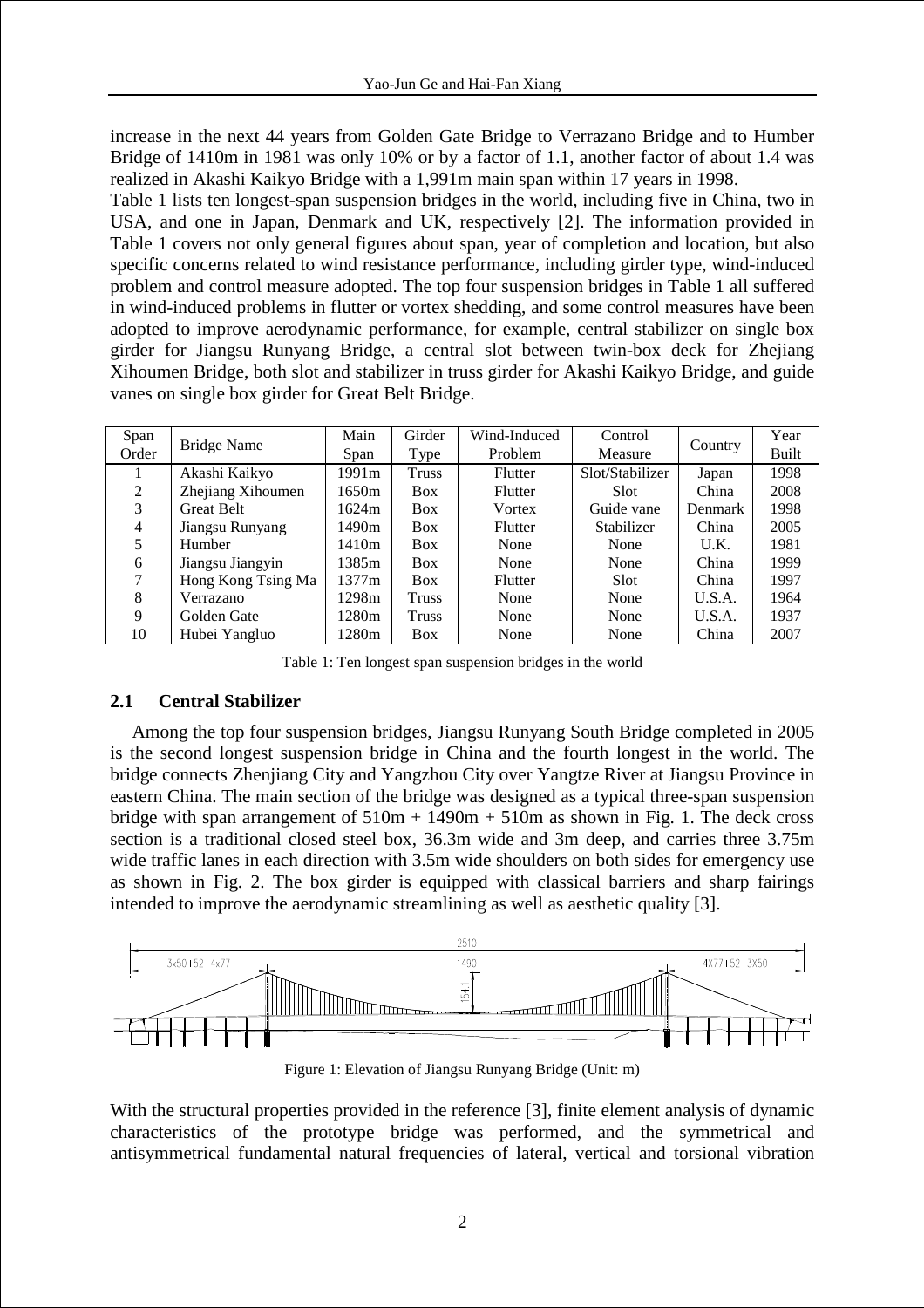increase in the next 44 years from Golden Gate Bridge to Verrazano Bridge and to Humber Bridge of 1410m in 1981 was only 10% or by a factor of 1.1, another factor of about 1.4 was realized in Akashi Kaikyo Bridge with a 1,991m main span within 17 years in 1998.

Table 1 lists ten longest-span suspension bridges in the world, including five in China, two in USA, and one in Japan, Denmark and UK, respectively [2]. The information provided in Table 1 covers not only general figures about span, year of completion and location, but also specific concerns related to wind resistance performance, including girder type, wind-induced problem and control measure adopted. The top four suspension bridges in Table 1 all suffered in wind-induced problems in flutter or vortex shedding, and some control measures have been adopted to improve aerodynamic performance, for example, central stabilizer on single box girder for Jiangsu Runyang Bridge, a central slot between twin-box deck for Zhejiang Xihoumen Bridge, both slot and stabilizer in truss girder for Akashi Kaikyo Bridge, and guide vanes on single box girder for Great Belt Bridge.

| Span Order | Bridge Name | Main Span | Girder Type | Wind-Induced Problem | Control Measure | Country | Year Built |
|---|---|---|---|---|---|---|---|
| 1 | Akashi Kaikyo | 1991m | Truss | Flutter | Slot/Stabilizer | Japan | 1998 |
| 2 | Zhejiang Xihoumen | 1650m | Box | Flutter | Slot | China | 2008 |
| 3 | Great Belt | 1624m | Box | Vortex | Guide vane | Denmark | 1998 |
| 4 | Jiangsu Runyang | 1490m | Box | Flutter | Stabilizer | China | 2005 |
| 5 | Humber | 1410m | Box | None | None | U.K. | 1981 |
| 6 | Jiangsu Jiangyin | 1385m | Box | None | None | China | 1999 |
| 7 | Hong Kong Tsing Ma | 1377m | Box | Flutter | Slot | China | 1997 |
| 8 | Verrazano | 1298m | Truss | None | None | U.S.A. | 1964 |
| 9 | Golden Gate | 1280m | Truss | None | None | U.S.A. | 1937 |
| 10 | Hubei Yangluo | 1280m | Box | None | None | China | 2007 |

Table 1: Ten longest span suspension bridges in the world

## 2.1 Central Stabilizer

Among the top four suspension bridges, Jiangsu Runyang South Bridge completed in 2005 is the second longest suspension bridge in China and the fourth longest in the world. The bridge connects Zhenjiang City and Yangzhou City over Yangtze River at Jiangsu Province in eastern China. The main section of the bridge was designed as a typical three-span suspension bridge with span arrangement of 510m + 1490m + 510m as shown in Fig. 1. The deck cross section is a traditional closed steel box, 36.3m wide and 3m deep, and carries three 3.75m wide traffic lanes in each direction with 3.5m wide shoulders on both sides for emergency use as shown in Fig. 2. The box girder is equipped with classical barriers and sharp fairings intended to improve the aerodynamic streamlining as well as aesthetic quality [3].

Figure 1: Elevation of Jiangsu Runyang Bridge (Unit: m)

With the structural properties provided in the reference [3], finite element analysis of dynamic characteristics of the prototype bridge was performed, and the symmetrical and antisymmetrical fundamental natural frequencies of lateral, vertical and torsional vibration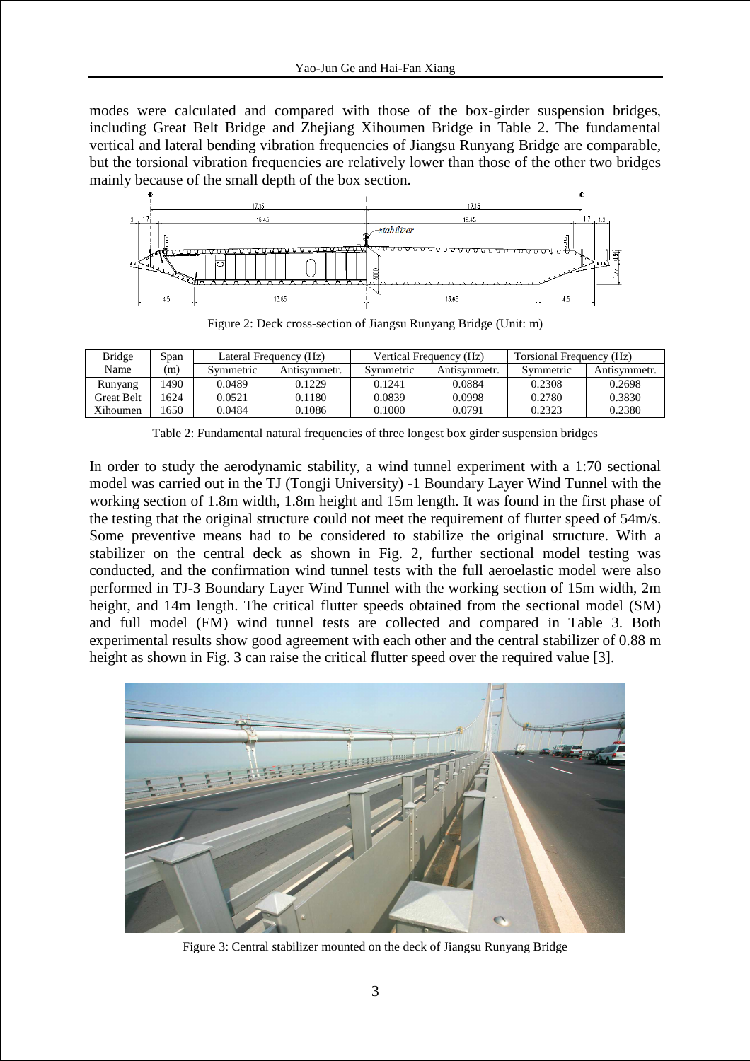modes were calculated and compared with those of the box-girder suspension bridges, including Great Belt Bridge and Zhejiang Xihoumen Bridge in Table 2. The fundamental vertical and lateral bending vibration frequencies of Jiangsu Runyang Bridge are comparable, but the torsional vibration frequencies are relatively lower than those of the other two bridges mainly because of the small depth of the box section.

Figure 2: Deck cross-section of Jiangsu Runyang Bridge (Unit: m)

| Bridge Name | Span (m) | Lateral Frequency (Hz) | | Vertical Frequency (Hz) | | Torsional Frequency (Hz) | |
|---|---|---|---|---|---|---|---|
| | | Symmetric | Antisymmetr. | Symmetric | Antisymmetr. | Symmetric | Antisymmetr. |
| Runyang | 1490 | 0.0489 | 0.1229 | 0.1241 | 0.0884 | 0.2308 | 0.2698 |
| Great Belt | 1624 | 0.0521 | 0.1180 | 0.0839 | 0.0998 | 0.2780 | 0.3830 |
| Xihoumen | 1650 | 0.0484 | 0.1086 | 0.1000 | 0.0791 | 0.2323 | 0.2380 |

Table 2: Fundamental natural frequencies of three longest box girder suspension bridges

In order to study the aerodynamic stability, a wind tunnel experiment with a 1:70 sectional model was carried out in the TJ (Tongji University) -1 Boundary Layer Wind Tunnel with the working section of 1.8m width, 1.8m height and 15m length. It was found in the first phase of the testing that the original structure could not meet the requirement of flutter speed of 54m/s. Some preventive means had to be considered to stabilize the original structure. With a stabilizer on the central deck as shown in Fig. 2, further sectional model testing was conducted, and the confirmation wind tunnel tests with the full aeroelastic model were also performed in TJ-3 Boundary Layer Wind Tunnel with the working section of 15m width, 2m height, and 14m length. The critical flutter speeds obtained from the sectional model (SM) and full model (FM) wind tunnel tests are collected and compared in Table 3. Both experimental results show good agreement with each other and the central stabilizer of 0.88 m height as shown in Fig. 3 can raise the critical flutter speed over the required value [3].

Figure 3: Central stabilizer mounted on the deck of Jiangsu Runyang Bridge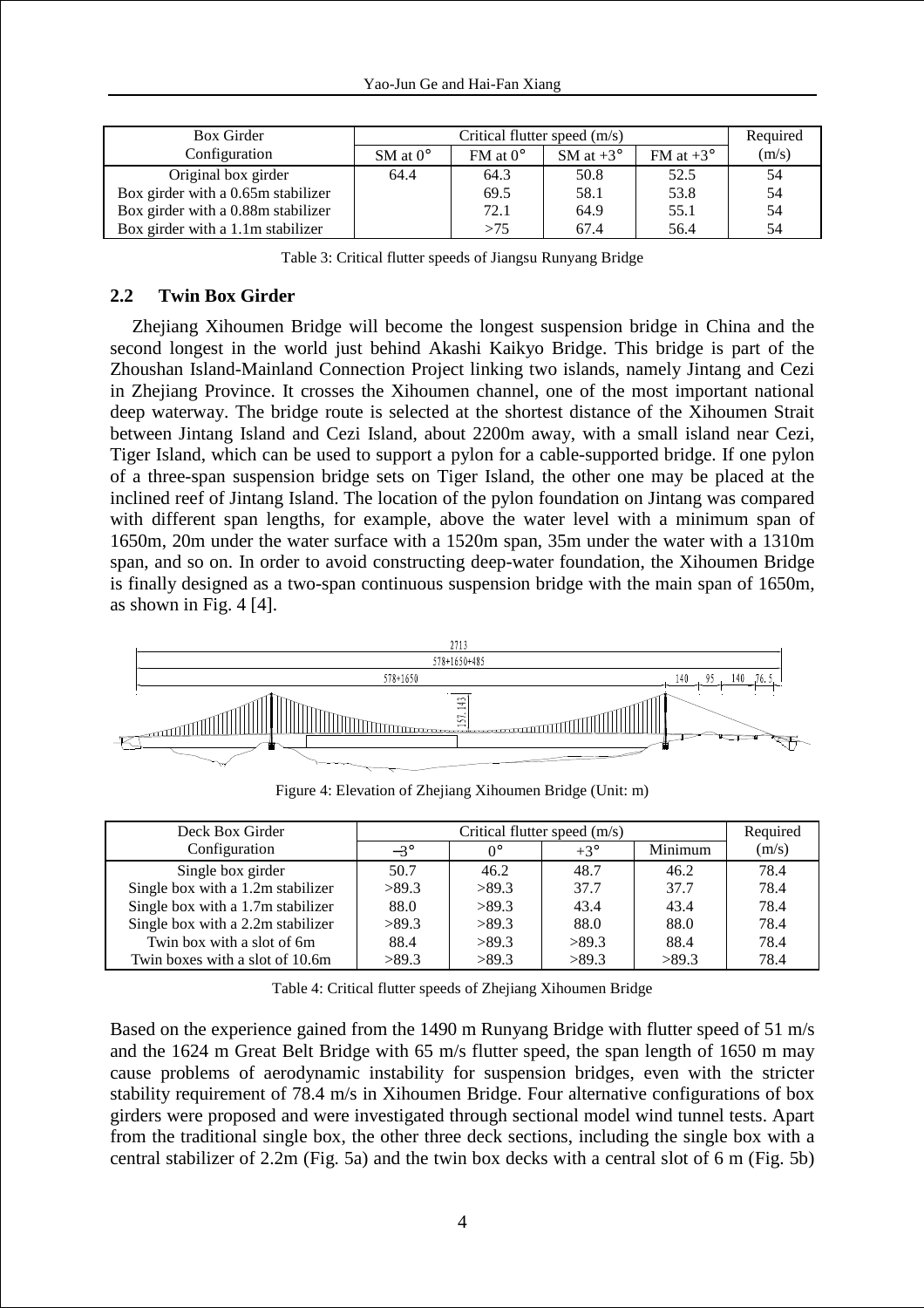| Box Girder Configuration | Critical flutter speed (m/s) | | | | Required (m/s) |
|---|---|---|---|---|---|
| | SM at 0° | FM at 0° | SM at +3° | FM at +3° | |
| Original box girder | 64.4 | 64.3 | 50.8 | 52.5 | 54 |
| Box girder with a 0.65m stabilizer | | 69.5 | 58.1 | 53.8 | 54 |
| Box girder with a 0.88m stabilizer | | 72.1 | 64.9 | 55.1 | 54 |
| Box girder with a 1.1m stabilizer | | >75 | 67.4 | 56.4 | 54 |

Table 3: Critical flutter speeds of Jiangsu Runyang Bridge

## 2.2 Twin Box Girder

Zhejiang Xihoumen Bridge will become the longest suspension bridge in China and the second longest in the world just behind Akashi Kaikyo Bridge. This bridge is part of the Zhoushan Island-Mainland Connection Project linking two islands, namely Jintang and Cezi in Zhejiang Province. It crosses the Xihoumen channel, one of the most important national deep waterway. The bridge route is selected at the shortest distance of the Xihoumen Strait between Jintang Island and Cezi Island, about 2200m away, with a small island near Cezi, Tiger Island, which can be used to support a pylon for a cable-supported bridge. If one pylon of a three-span suspension bridge sets on Tiger Island, the other one may be placed at the inclined reef of Jintang Island. The location of the pylon foundation on Jintang was compared with different span lengths, for example, above the water level with a minimum span of 1650m, 20m under the water surface with a 1520m span, 35m under the water with a 1310m span, and so on. In order to avoid constructing deep-water foundation, the Xihoumen Bridge is finally designed as a two-span continuous suspension bridge with the main span of 1650m, as shown in Fig. 4 [4].

Figure 4: Elevation of Zhejiang Xihoumen Bridge (Unit: m)

| Deck Box Girder Configuration | Critical flutter speed (m/s) | | | | Required (m/s) |
|---|---|---|---|---|---|
| | −3° | 0° | +3° | Minimum | |
| Single box girder | 50.7 | 46.2 | 48.7 | 46.2 | 78.4 |
| Single box with a 1.2m stabilizer | >89.3 | >89.3 | 37.7 | 37.7 | 78.4 |
| Single box with a 1.7m stabilizer | 88.0 | >89.3 | 43.4 | 43.4 | 78.4 |
| Single box with a 2.2m stabilizer | >89.3 | >89.3 | 88.0 | 88.0 | 78.4 |
| Twin box with a slot of 6m | 88.4 | >89.3 | >89.3 | 88.4 | 78.4 |
| Twin boxes with a slot of 10.6m | >89.3 | >89.3 | >89.3 | >89.3 | 78.4 |

Table 4: Critical flutter speeds of Zhejiang Xihoumen Bridge

Based on the experience gained from the 1490 m Runyang Bridge with flutter speed of 51 m/s and the 1624 m Great Belt Bridge with 65 m/s flutter speed, the span length of 1650 m may cause problems of aerodynamic instability for suspension bridges, even with the stricter stability requirement of 78.4 m/s in Xihoumen Bridge. Four alternative configurations of box girders were proposed and were investigated through sectional model wind tunnel tests. Apart from the traditional single box, the other three deck sections, including the single box with a central stabilizer of 2.2m (Fig. 5a) and the twin box decks with a central slot of 6 m (Fig. 5b)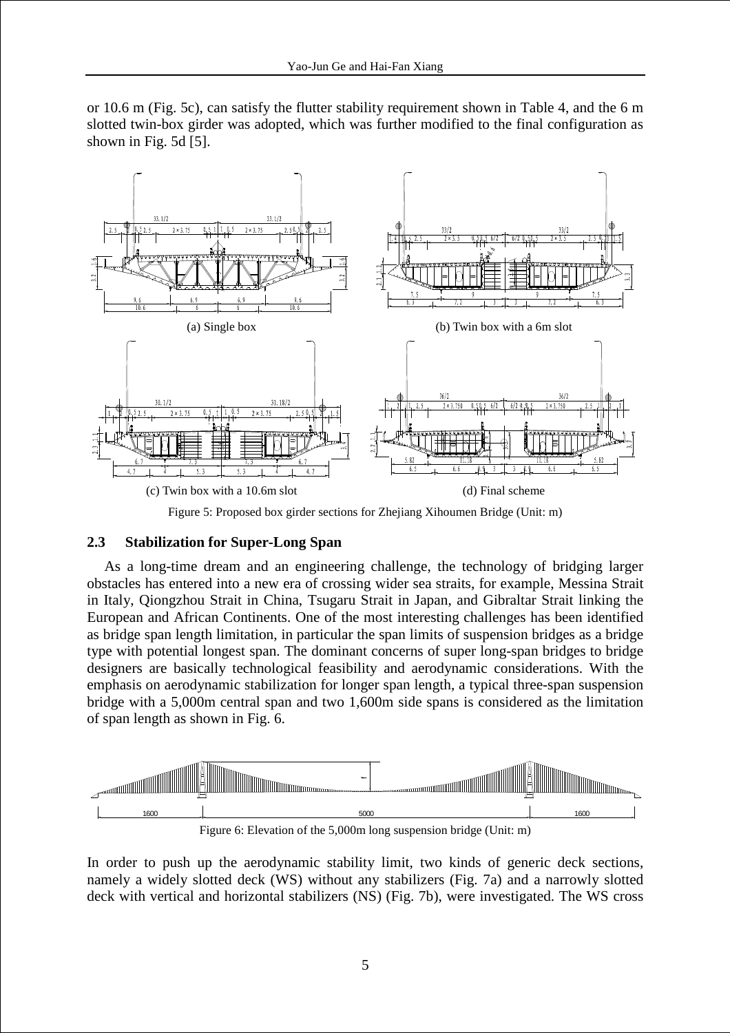or 10.6 m (Fig. 5c), can satisfy the flutter stability requirement shown in Table 4, and the 6 m slotted twin-box girder was adopted, which was further modified to the final configuration as shown in Fig. 5d [5].

(a) Single box

(b) Twin box with a 6m slot

(c) Twin box with a 10.6m slot

(d) Final scheme

Figure 5: Proposed box girder sections for Zhejiang Xihoumen Bridge (Unit: m)

### 2.3 Stabilization for Super-Long Span

As a long-time dream and an engineering challenge, the technology of bridging larger obstacles has entered into a new era of crossing wider sea straits, for example, Messina Strait in Italy, Qiongzhou Strait in China, Tsugaru Strait in Japan, and Gibraltar Strait linking the European and African Continents. One of the most interesting challenges has been identified as bridge span length limitation, in particular the span limits of suspension bridges as a bridge type with potential longest span. The dominant concerns of super long-span bridges to bridge designers are basically technological feasibility and aerodynamic considerations. With the emphasis on aerodynamic stabilization for longer span length, a typical three-span suspension bridge with a 5,000m central span and two 1,600m side spans is considered as the limitation of span length as shown in Fig. 6.

Figure 6: Elevation of the 5,000m long suspension bridge (Unit: m)

In order to push up the aerodynamic stability limit, two kinds of generic deck sections, namely a widely slotted deck (WS) without any stabilizers (Fig. 7a) and a narrowly slotted deck with vertical and horizontal stabilizers (NS) (Fig. 7b), were investigated. The WS cross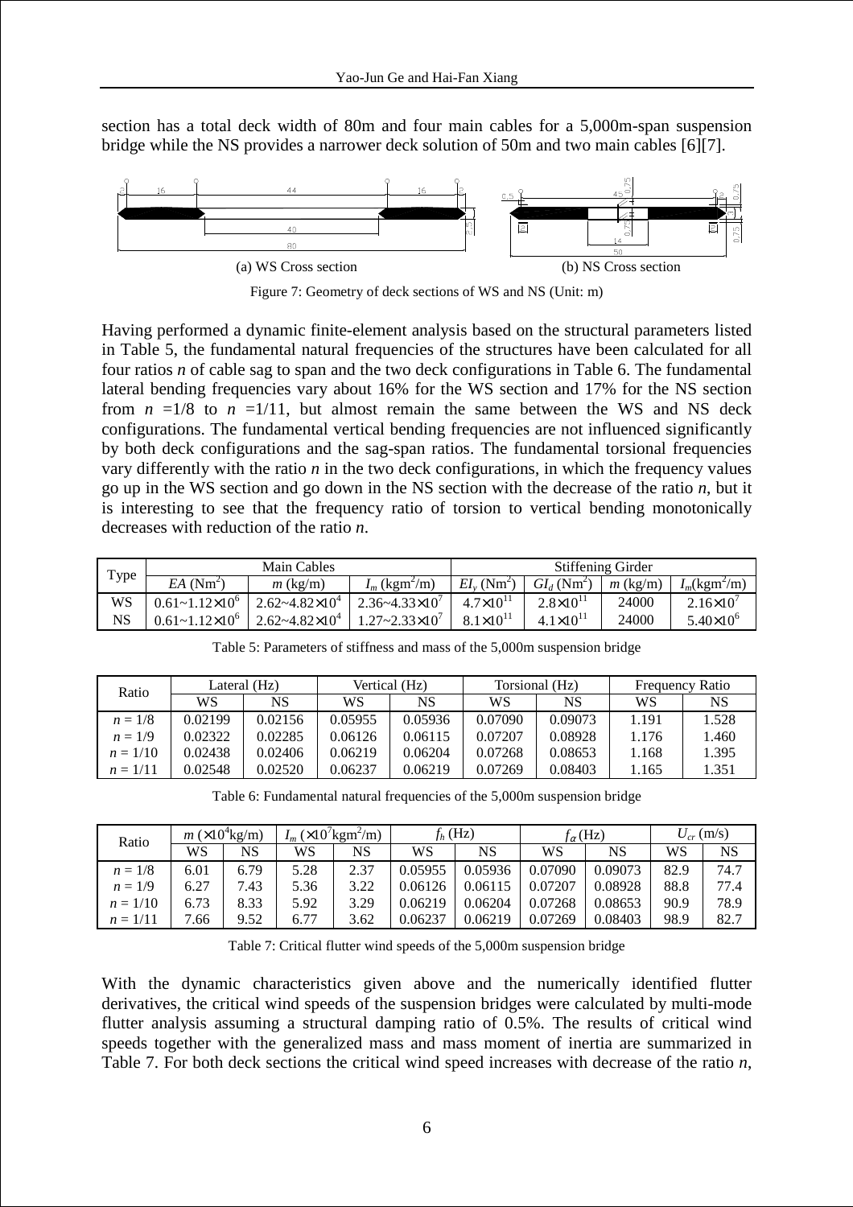section has a total deck width of 80m and four main cables for a 5,000m-span suspension bridge while the NS provides a narrower deck solution of 50m and two main cables [6][7].

(a) WS Cross section (b) NS Cross section

Figure 7: Geometry of deck sections of WS and NS (Unit: m)

Having performed a dynamic finite-element analysis based on the structural parameters listed in Table 5, the fundamental natural frequencies of the structures have been calculated for all four ratios $n$ of cable sag to span and the two deck configurations in Table 6. The fundamental lateral bending frequencies vary about 16% for the WS section and 17% for the NS section from $n$ =1/8 to $n$ =1/11, but almost remain the same between the WS and NS deck configurations. The fundamental vertical bending frequencies are not influenced significantly by both deck configurations and the sag-span ratios. The fundamental torsional frequencies vary differently with the ratio $n$ in the two deck configurations, in which the frequency values go up in the WS section and go down in the NS section with the decrease of the ratio $n$, but it is interesting to see that the frequency ratio of torsion to vertical bending monotonically decreases with reduction of the ratio $n$.

| Type | Main Cables | | | Stiffening Girder | | | |
|---|---|---|---|---|---|---|---|
| | $EA$ (Nm$^2$) | $m$ (kg/m) | $I_m$ (kgm$^2$/m) | $EI_y$ (Nm$^2$) | $GI_d$ (Nm$^2$) | $m$ (kg/m) | $I_m$(kgm$^2$/m) |
| WS | $0.61\sim1.12\times10^6$ | $2.62\sim4.82\times10^4$ | $2.36\sim4.33\times10^7$ | $4.7\times10^{11}$ | $2.8\times10^{11}$ | 24000 | $2.16\times10^7$ |
| NS | $0.61\sim1.12\times10^6$ | $2.62\sim4.82\times10^4$ | $1.27\sim2.33\times10^7$ | $8.1\times10^{11}$ | $4.1\times10^{11}$ | 24000 | $5.40\times10^6$ |

Table 5: Parameters of stiffness and mass of the 5,000m suspension bridge

| Ratio | Lateral (Hz) | | Vertical (Hz) | | Torsional (Hz) | | Frequency Ratio | |
|---|---|---|---|---|---|---|---|---|
| | WS | NS | WS | NS | WS | NS | WS | NS |
| $n = 1/8$ | 0.02199 | 0.02156 | 0.05955 | 0.05936 | 0.07090 | 0.09073 | 1.191 | 1.528 |
| $n = 1/9$ | 0.02322 | 0.02285 | 0.06126 | 0.06115 | 0.07207 | 0.08928 | 1.176 | 1.460 |
| $n = 1/10$ | 0.02438 | 0.02406 | 0.06219 | 0.06204 | 0.07268 | 0.08653 | 1.168 | 1.395 |
| $n = 1/11$ | 0.02548 | 0.02520 | 0.06237 | 0.06219 | 0.07269 | 0.08403 | 1.165 | 1.351 |

Table 6: Fundamental natural frequencies of the 5,000m suspension bridge

| Ratio | $m$ ($\times10^4$kg/m) | | $I_m$ ($\times10^7$kgm$^2$/m) | | $f_h$ (Hz) | | $f_\alpha$ (Hz) | | $U_{cr}$ (m/s) | |
|---|---|---|---|---|---|---|---|---|---|---|
| | WS | NS | WS | NS | WS | NS | WS | NS | WS | NS |
| $n = 1/8$ | 6.01 | 6.79 | 5.28 | 2.37 | 0.05955 | 0.05936 | 0.07090 | 0.09073 | 82.9 | 74.7 |
| $n = 1/9$ | 6.27 | 7.43 | 5.36 | 3.22 | 0.06126 | 0.06115 | 0.07207 | 0.08928 | 88.8 | 77.4 |
| $n = 1/10$ | 6.73 | 8.33 | 5.92 | 3.29 | 0.06219 | 0.06204 | 0.07268 | 0.08653 | 90.9 | 78.9 |
| $n = 1/11$ | 7.66 | 9.52 | 6.77 | 3.62 | 0.06237 | 0.06219 | 0.07269 | 0.08403 | 98.9 | 82.7 |

Table 7: Critical flutter wind speeds of the 5,000m suspension bridge

With the dynamic characteristics given above and the numerically identified flutter derivatives, the critical wind speeds of the suspension bridges were calculated by multi-mode flutter analysis assuming a structural damping ratio of 0.5%. The results of critical wind speeds together with the generalized mass and mass moment of inertia are summarized in Table 7. For both deck sections the critical wind speed increases with decrease of the ratio $n$,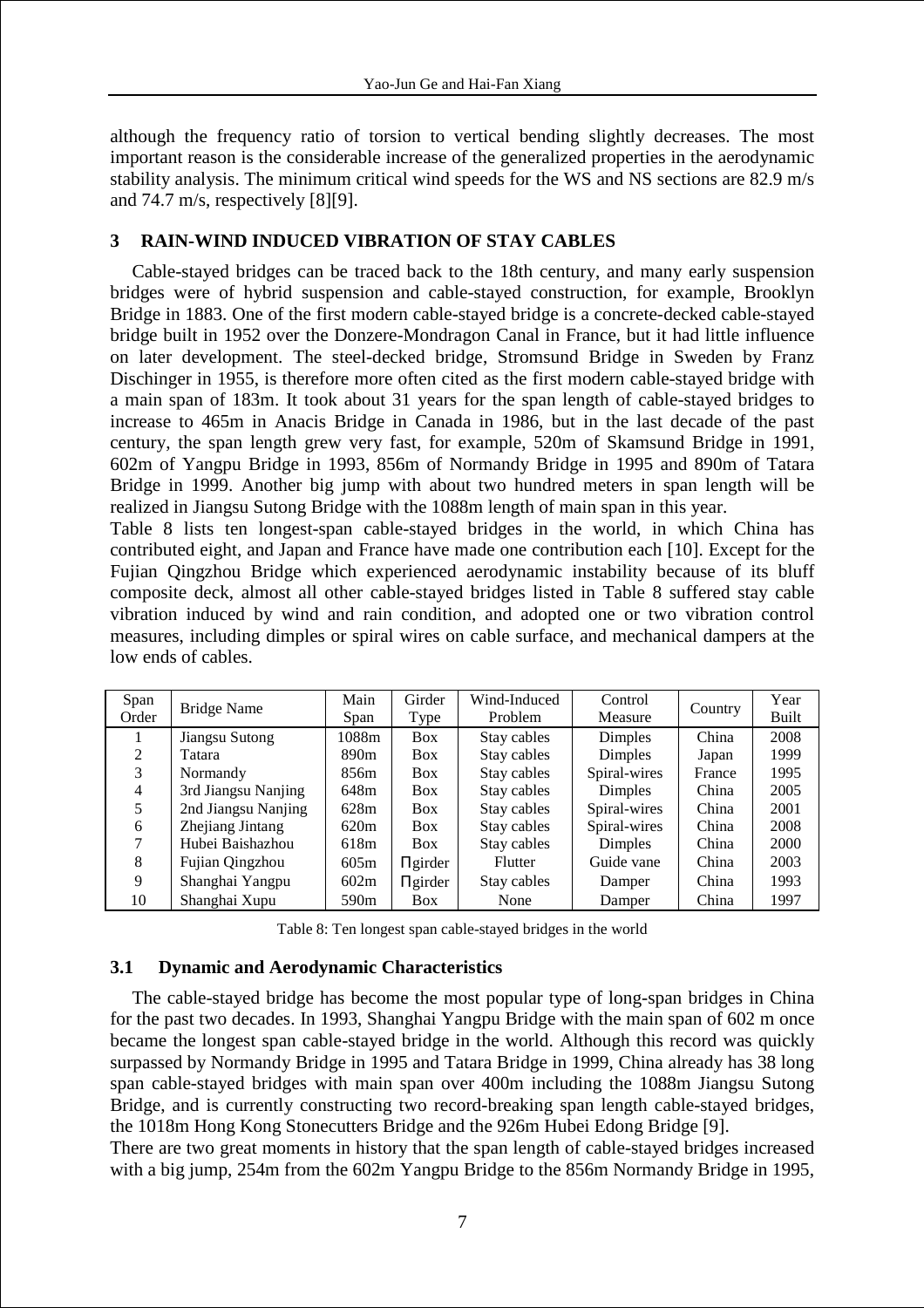although the frequency ratio of torsion to vertical bending slightly decreases. The most important reason is the considerable increase of the generalized properties in the aerodynamic stability analysis. The minimum critical wind speeds for the WS and NS sections are 82.9 m/s and 74.7 m/s, respectively [8][9].

## 3 RAIN-WIND INDUCED VIBRATION OF STAY CABLES

Cable-stayed bridges can be traced back to the 18th century, and many early suspension bridges were of hybrid suspension and cable-stayed construction, for example, Brooklyn Bridge in 1883. One of the first modern cable-stayed bridge is a concrete-decked cable-stayed bridge built in 1952 over the Donzere-Mondragon Canal in France, but it had little influence on later development. The steel-decked bridge, Stromsund Bridge in Sweden by Franz Dischinger in 1955, is therefore more often cited as the first modern cable-stayed bridge with a main span of 183m. It took about 31 years for the span length of cable-stayed bridges to increase to 465m in Anacis Bridge in Canada in 1986, but in the last decade of the past century, the span length grew very fast, for example, 520m of Skamsund Bridge in 1991, 602m of Yangpu Bridge in 1993, 856m of Normandy Bridge in 1995 and 890m of Tatara Bridge in 1999. Another big jump with about two hundred meters in span length will be realized in Jiangsu Sutong Bridge with the 1088m length of main span in this year.

Table 8 lists ten longest-span cable-stayed bridges in the world, in which China has contributed eight, and Japan and France have made one contribution each [10]. Except for the Fujian Qingzhou Bridge which experienced aerodynamic instability because of its bluff composite deck, almost all other cable-stayed bridges listed in Table 8 suffered stay cable vibration induced by wind and rain condition, and adopted one or two vibration control measures, including dimples or spiral wires on cable surface, and mechanical dampers at the low ends of cables.

| Span Order | Bridge Name | Main Span | Girder Type | Wind-Induced Problem | Control Measure | Country | Year Built |
|---|---|---|---|---|---|---|---|
| 1 | Jiangsu Sutong | 1088m | Box | Stay cables | Dimples | China | 2008 |
| 2 | Tatara | 890m | Box | Stay cables | Dimples | Japan | 1999 |
| 3 | Normandy | 856m | Box | Stay cables | Spiral-wires | France | 1995 |
| 4 | 3rd Jiangsu Nanjing | 648m | Box | Stay cables | Dimples | China | 2005 |
| 5 | 2nd Jiangsu Nanjing | 628m | Box | Stay cables | Spiral-wires | China | 2001 |
| 6 | Zhejiang Jintang | 620m | Box | Stay cables | Spiral-wires | China | 2008 |
| 7 | Hubei Baishazhou | 618m | Box | Stay cables | Dimples | China | 2000 |
| 8 | Fujian Qingzhou | 605m | Π girder | Flutter | Guide vane | China | 2003 |
| 9 | Shanghai Yangpu | 602m | Π girder | Stay cables | Damper | China | 1993 |
| 10 | Shanghai Xupu | 590m | Box | None | Damper | China | 1997 |

Table 8: Ten longest span cable-stayed bridges in the world

### 3.1 Dynamic and Aerodynamic Characteristics

The cable-stayed bridge has become the most popular type of long-span bridges in China for the past two decades. In 1993, Shanghai Yangpu Bridge with the main span of 602 m once became the longest span cable-stayed bridge in the world. Although this record was quickly surpassed by Normandy Bridge in 1995 and Tatara Bridge in 1999, China already has 38 long span cable-stayed bridges with main span over 400m including the 1088m Jiangsu Sutong Bridge, and is currently constructing two record-breaking span length cable-stayed bridges, the 1018m Hong Kong Stonecutters Bridge and the 926m Hubei Edong Bridge [9].

There are two great moments in history that the span length of cable-stayed bridges increased with a big jump, 254m from the 602m Yangpu Bridge to the 856m Normandy Bridge in 1995,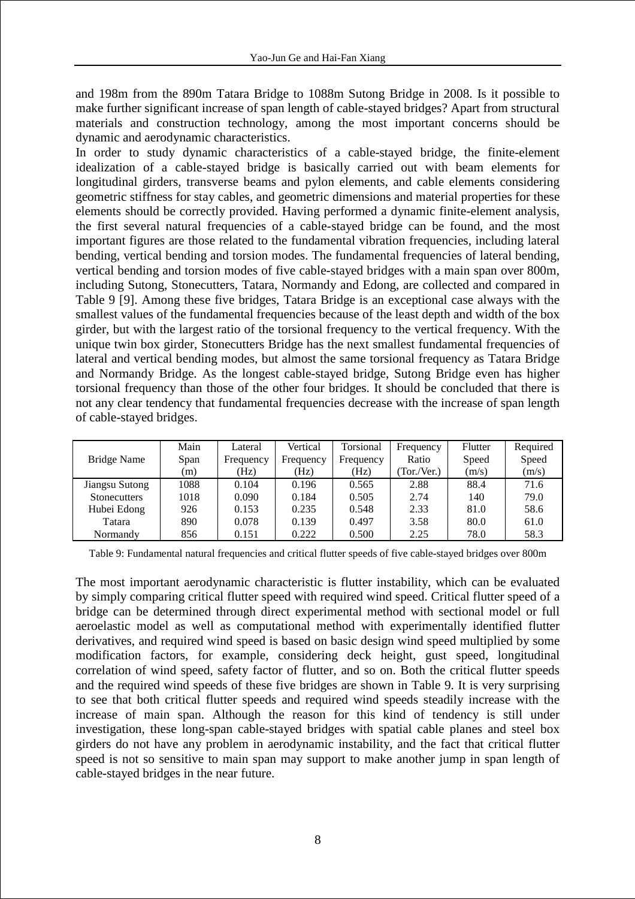and 198m from the 890m Tatara Bridge to 1088m Sutong Bridge in 2008. Is it possible to make further significant increase of span length of cable-stayed bridges? Apart from structural materials and construction technology, among the most important concerns should be dynamic and aerodynamic characteristics.

In order to study dynamic characteristics of a cable-stayed bridge, the finite-element idealization of a cable-stayed bridge is basically carried out with beam elements for longitudinal girders, transverse beams and pylon elements, and cable elements considering geometric stiffness for stay cables, and geometric dimensions and material properties for these elements should be correctly provided. Having performed a dynamic finite-element analysis, the first several natural frequencies of a cable-stayed bridge can be found, and the most important figures are those related to the fundamental vibration frequencies, including lateral bending, vertical bending and torsion modes. The fundamental frequencies of lateral bending, vertical bending and torsion modes of five cable-stayed bridges with a main span over 800m, including Sutong, Stonecutters, Tatara, Normandy and Edong, are collected and compared in Table 9 [9]. Among these five bridges, Tatara Bridge is an exceptional case always with the smallest values of the fundamental frequencies because of the least depth and width of the box girder, but with the largest ratio of the torsional frequency to the vertical frequency. With the unique twin box girder, Stonecutters Bridge has the next smallest fundamental frequencies of lateral and vertical bending modes, but almost the same torsional frequency as Tatara Bridge and Normandy Bridge. As the longest cable-stayed bridge, Sutong Bridge even has higher torsional frequency than those of the other four bridges. It should be concluded that there is not any clear tendency that fundamental frequencies decrease with the increase of span length of cable-stayed bridges.

| Bridge Name | Main Span (m) | Lateral Frequency (Hz) | Vertical Frequency (Hz) | Torsional Frequency (Hz) | Frequency Ratio (Tor./Ver.) | Flutter Speed (m/s) | Required Speed (m/s) |
|---|---|---|---|---|---|---|---|
| Jiangsu Sutong | 1088 | 0.104 | 0.196 | 0.565 | 2.88 | 88.4 | 71.6 |
| Stonecutters | 1018 | 0.090 | 0.184 | 0.505 | 2.74 | 140 | 79.0 |
| Hubei Edong | 926 | 0.153 | 0.235 | 0.548 | 2.33 | 81.0 | 58.6 |
| Tatara | 890 | 0.078 | 0.139 | 0.497 | 3.58 | 80.0 | 61.0 |
| Normandy | 856 | 0.151 | 0.222 | 0.500 | 2.25 | 78.0 | 58.3 |

Table 9: Fundamental natural frequencies and critical flutter speeds of five cable-stayed bridges over 800m

The most important aerodynamic characteristic is flutter instability, which can be evaluated by simply comparing critical flutter speed with required wind speed. Critical flutter speed of a bridge can be determined through direct experimental method with sectional model or full aeroelastic model as well as computational method with experimentally identified flutter derivatives, and required wind speed is based on basic design wind speed multiplied by some modification factors, for example, considering deck height, gust speed, longitudinal correlation of wind speed, safety factor of flutter, and so on. Both the critical flutter speeds and the required wind speeds of these five bridges are shown in Table 9. It is very surprising to see that both critical flutter speeds and required wind speeds steadily increase with the increase of main span. Although the reason for this kind of tendency is still under investigation, these long-span cable-stayed bridges with spatial cable planes and steel box girders do not have any problem in aerodynamic instability, and the fact that critical flutter speed is not so sensitive to main span may support to make another jump in span length of cable-stayed bridges in the near future.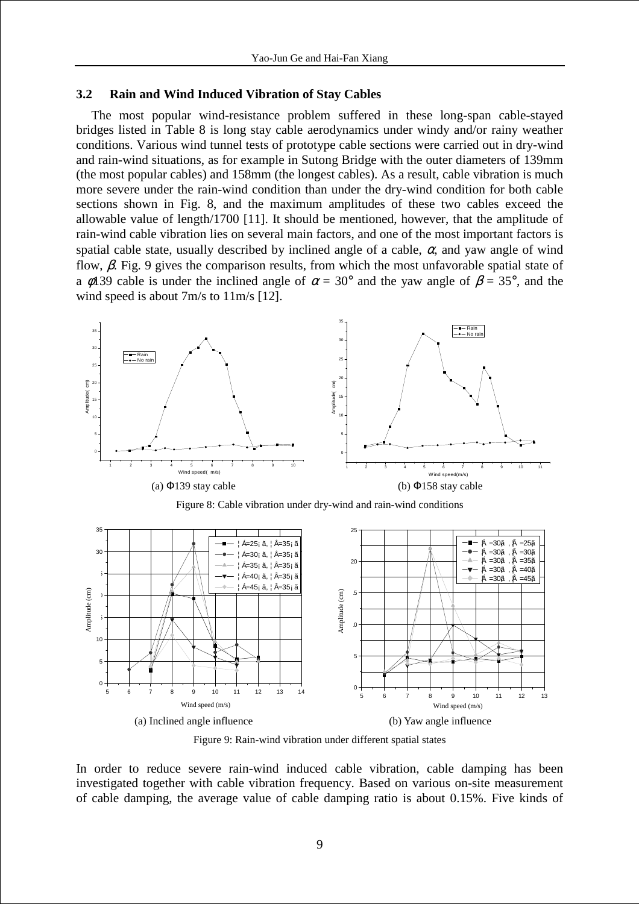### 3.2 Rain and Wind Induced Vibration of Stay Cables

The most popular wind-resistance problem suffered in these long-span cable-stayed bridges listed in Table 8 is long stay cable aerodynamics under windy and/or rainy weather conditions. Various wind tunnel tests of prototype cable sections were carried out in dry-wind and rain-wind situations, as for example in Sutong Bridge with the outer diameters of 139mm (the most popular cables) and 158mm (the longest cables). As a result, cable vibration is much more severe under the rain-wind condition than under the dry-wind condition for both cable sections shown in Fig. 8, and the maximum amplitudes of these two cables exceed the allowable value of length/1700 [11]. It should be mentioned, however, that the amplitude of rain-wind cable vibration lies on several main factors, and one of the most important factors is spatial cable state, usually described by inclined angle of a cable, $\alpha$, and yaw angle of wind flow, $\beta$. Fig. 9 gives the comparison results, from which the most unfavorable spatial state of a $\phi$139 cable is under the inclined angle of $\alpha = 30°$ and the yaw angle of $\beta = 35°$, and the wind speed is about 7m/s to 11m/s [12].

(a) Φ139 stay cable

(b) Φ158 stay cable

Figure 8: Cable vibration under dry-wind and rain-wind conditions

(a) Inclined angle influence

(b) Yaw angle influence

Figure 9: Rain-wind vibration under different spatial states

In order to reduce severe rain-wind induced cable vibration, cable damping has been investigated together with cable vibration frequency. Based on various on-site measurement of cable damping, the average value of cable damping ratio is about 0.15%. Five kinds of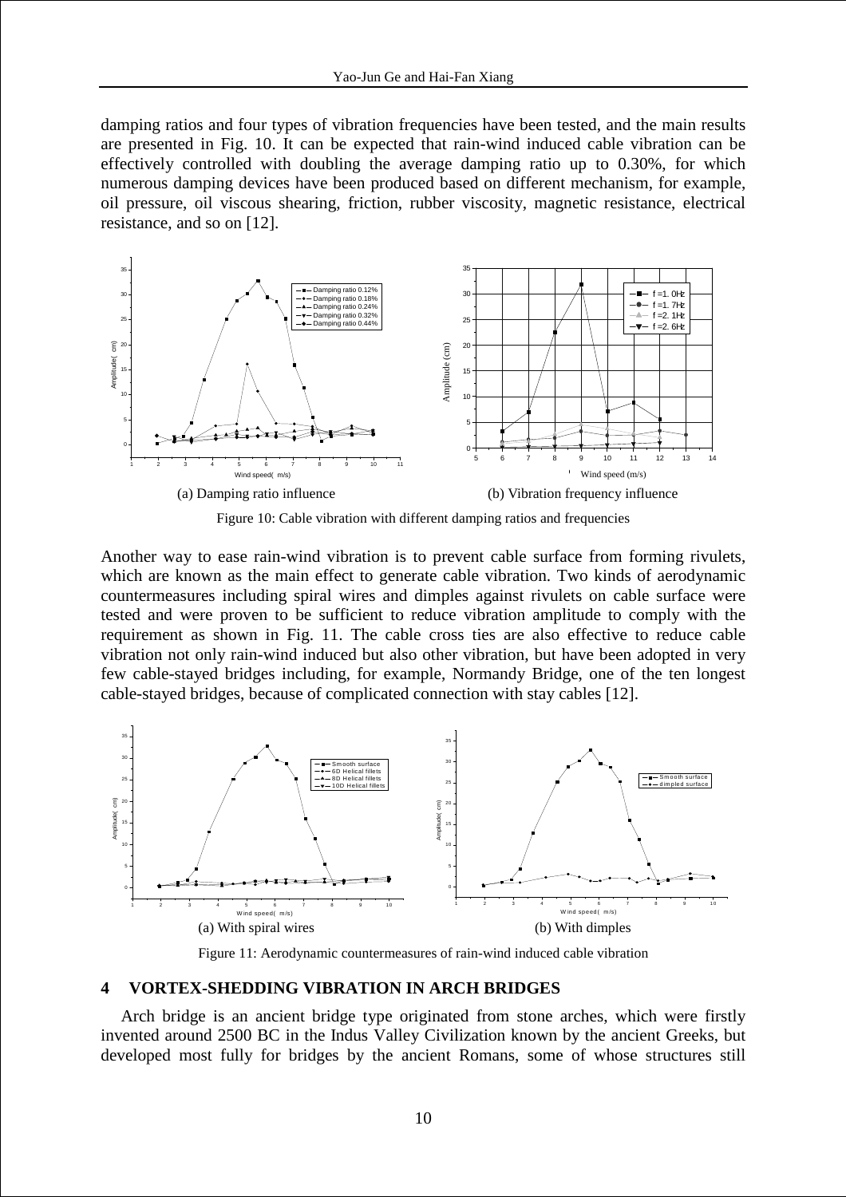damping ratios and four types of vibration frequencies have been tested, and the main results are presented in Fig. 10. It can be expected that rain-wind induced cable vibration can be effectively controlled with doubling the average damping ratio up to 0.30%, for which numerous damping devices have been produced based on different mechanism, for example, oil pressure, oil viscous shearing, friction, rubber viscosity, magnetic resistance, electrical resistance, and so on [12].

(a) Damping ratio influence

(b) Vibration frequency influence

Figure 10: Cable vibration with different damping ratios and frequencies

Another way to ease rain-wind vibration is to prevent cable surface from forming rivulets, which are known as the main effect to generate cable vibration. Two kinds of aerodynamic countermeasures including spiral wires and dimples against rivulets on cable surface were tested and were proven to be sufficient to reduce vibration amplitude to comply with the requirement as shown in Fig. 11. The cable cross ties are also effective to reduce cable vibration not only rain-wind induced but also other vibration, but have been adopted in very few cable-stayed bridges including, for example, Normandy Bridge, one of the ten longest cable-stayed bridges, because of complicated connection with stay cables [12].

(a) With spiral wires

(b) With dimples

Figure 11: Aerodynamic countermeasures of rain-wind induced cable vibration

## 4 VORTEX-SHEDDING VIBRATION IN ARCH BRIDGES

Arch bridge is an ancient bridge type originated from stone arches, which were firstly invented around 2500 BC in the Indus Valley Civilization known by the ancient Greeks, but developed most fully for bridges by the ancient Romans, some of whose structures still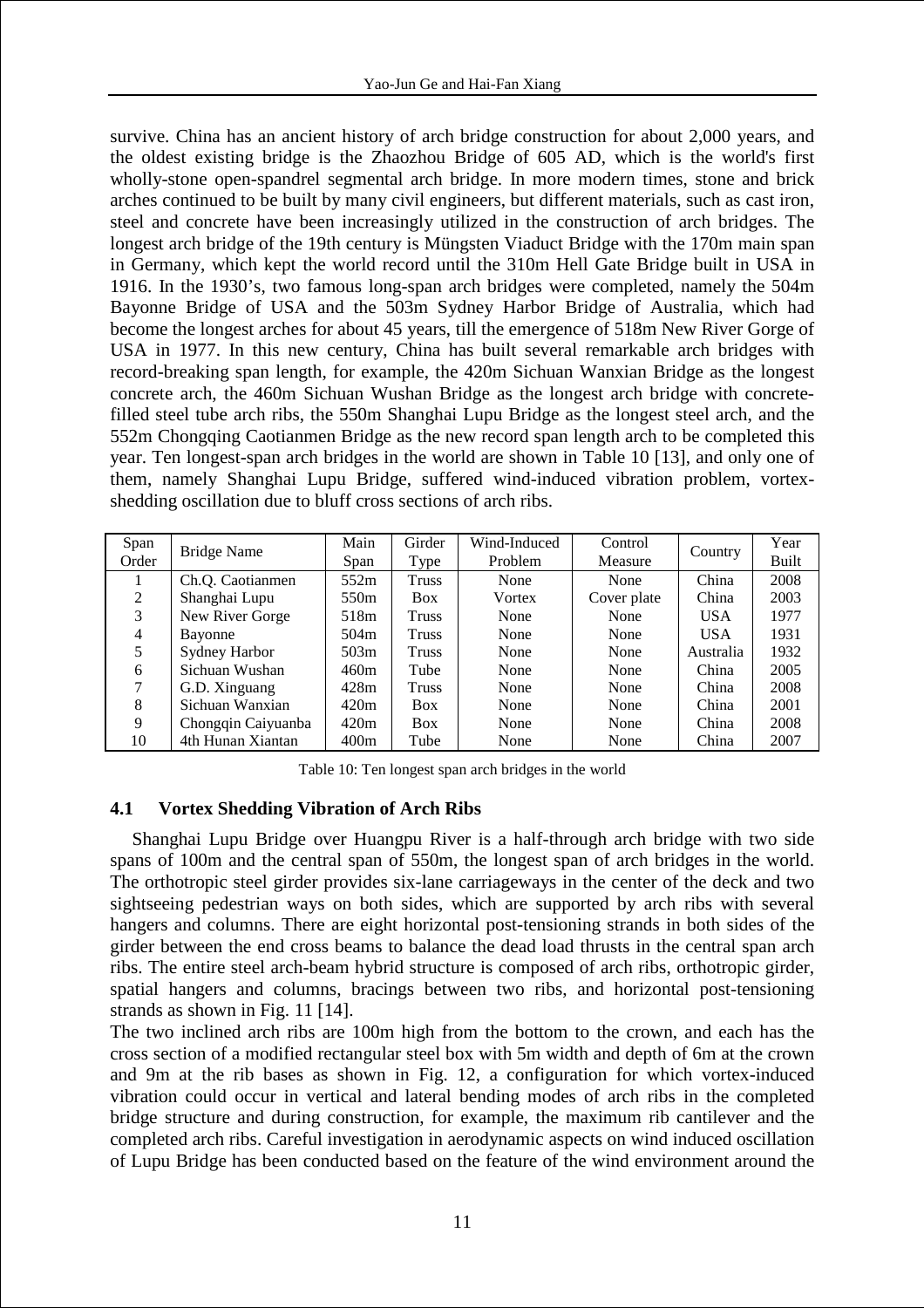survive. China has an ancient history of arch bridge construction for about 2,000 years, and the oldest existing bridge is the Zhaozhou Bridge of 605 AD, which is the world's first wholly-stone open-spandrel segmental arch bridge. In more modern times, stone and brick arches continued to be built by many civil engineers, but different materials, such as cast iron, steel and concrete have been increasingly utilized in the construction of arch bridges. The longest arch bridge of the 19th century is Müngsten Viaduct Bridge with the 170m main span in Germany, which kept the world record until the 310m Hell Gate Bridge built in USA in 1916. In the 1930's, two famous long-span arch bridges were completed, namely the 504m Bayonne Bridge of USA and the 503m Sydney Harbor Bridge of Australia, which had become the longest arches for about 45 years, till the emergence of 518m New River Gorge of USA in 1977. In this new century, China has built several remarkable arch bridges with record-breaking span length, for example, the 420m Sichuan Wanxian Bridge as the longest concrete arch, the 460m Sichuan Wushan Bridge as the longest arch bridge with concrete-filled steel tube arch ribs, the 550m Shanghai Lupu Bridge as the longest steel arch, and the 552m Chongqing Caotianmen Bridge as the new record span length arch to be completed this year. Ten longest-span arch bridges in the world are shown in Table 10 [13], and only one of them, namely Shanghai Lupu Bridge, suffered wind-induced vibration problem, vortex-shedding oscillation due to bluff cross sections of arch ribs.

| Span Order | Bridge Name | Main Span | Girder Type | Wind-Induced Problem | Control Measure | Country | Year Built |
|---|---|---|---|---|---|---|---|
| 1 | Ch.Q. Caotianmen | 552m | Truss | None | None | China | 2008 |
| 2 | Shanghai Lupu | 550m | Box | Vortex | Cover plate | China | 2003 |
| 3 | New River Gorge | 518m | Truss | None | None | USA | 1977 |
| 4 | Bayonne | 504m | Truss | None | None | USA | 1931 |
| 5 | Sydney Harbor | 503m | Truss | None | None | Australia | 1932 |
| 6 | Sichuan Wushan | 460m | Tube | None | None | China | 2005 |
| 7 | G.D. Xinguang | 428m | Truss | None | None | China | 2008 |
| 8 | Sichuan Wanxian | 420m | Box | None | None | China | 2001 |
| 9 | Chongqin Caiyuanba | 420m | Box | None | None | China | 2008 |
| 10 | 4th Hunan Xiantan | 400m | Tube | None | None | China | 2007 |

Table 10: Ten longest span arch bridges in the world

### 4.1 Vortex Shedding Vibration of Arch Ribs

Shanghai Lupu Bridge over Huangpu River is a half-through arch bridge with two side spans of 100m and the central span of 550m, the longest span of arch bridges in the world. The orthotropic steel girder provides six-lane carriageways in the center of the deck and two sightseeing pedestrian ways on both sides, which are supported by arch ribs with several hangers and columns. There are eight horizontal post-tensioning strands in both sides of the girder between the end cross beams to balance the dead load thrusts in the central span arch ribs. The entire steel arch-beam hybrid structure is composed of arch ribs, orthotropic girder, spatial hangers and columns, bracings between two ribs, and horizontal post-tensioning strands as shown in Fig. 11 [14].

The two inclined arch ribs are 100m high from the bottom to the crown, and each has the cross section of a modified rectangular steel box with 5m width and depth of 6m at the crown and 9m at the rib bases as shown in Fig. 12, a configuration for which vortex-induced vibration could occur in vertical and lateral bending modes of arch ribs in the completed bridge structure and during construction, for example, the maximum rib cantilever and the completed arch ribs. Careful investigation in aerodynamic aspects on wind induced oscillation of Lupu Bridge has been conducted based on the feature of the wind environment around the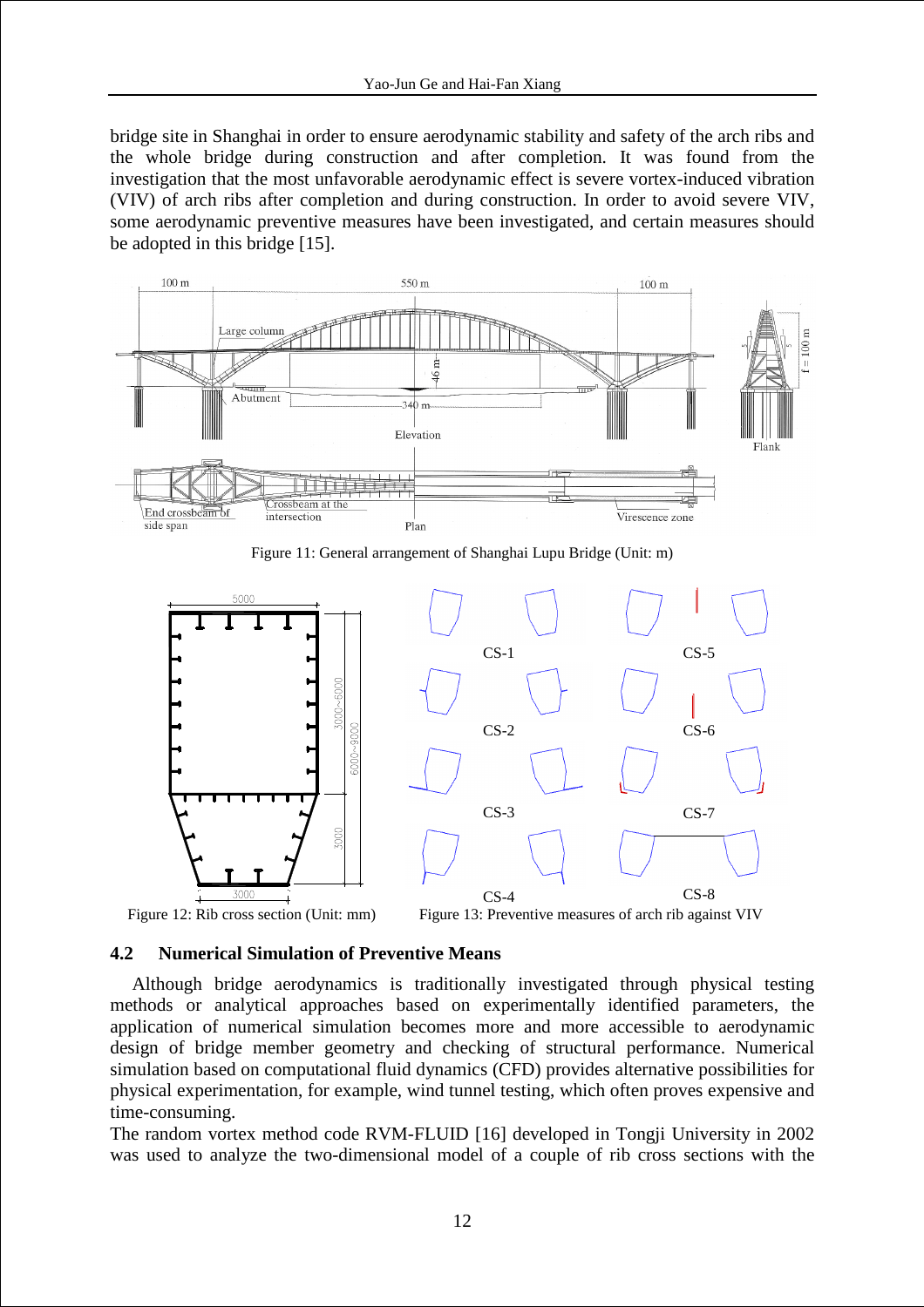bridge site in Shanghai in order to ensure aerodynamic stability and safety of the arch ribs and the whole bridge during construction and after completion. It was found from the investigation that the most unfavorable aerodynamic effect is severe vortex-induced vibration (VIV) of arch ribs after completion and during construction. In order to avoid severe VIV, some aerodynamic preventive measures have been investigated, and certain measures should be adopted in this bridge [15].

Figure 11: General arrangement of Shanghai Lupu Bridge (Unit: m)

Figure 12: Rib cross section (Unit: mm)

Figure 13: Preventive measures of arch rib against VIV

## 4.2 Numerical Simulation of Preventive Means

Although bridge aerodynamics is traditionally investigated through physical testing methods or analytical approaches based on experimentally identified parameters, the application of numerical simulation becomes more and more accessible to aerodynamic design of bridge member geometry and checking of structural performance. Numerical simulation based on computational fluid dynamics (CFD) provides alternative possibilities for physical experimentation, for example, wind tunnel testing, which often proves expensive and time-consuming.

The random vortex method code RVM-FLUID [16] developed in Tongji University in 2002 was used to analyze the two-dimensional model of a couple of rib cross sections with the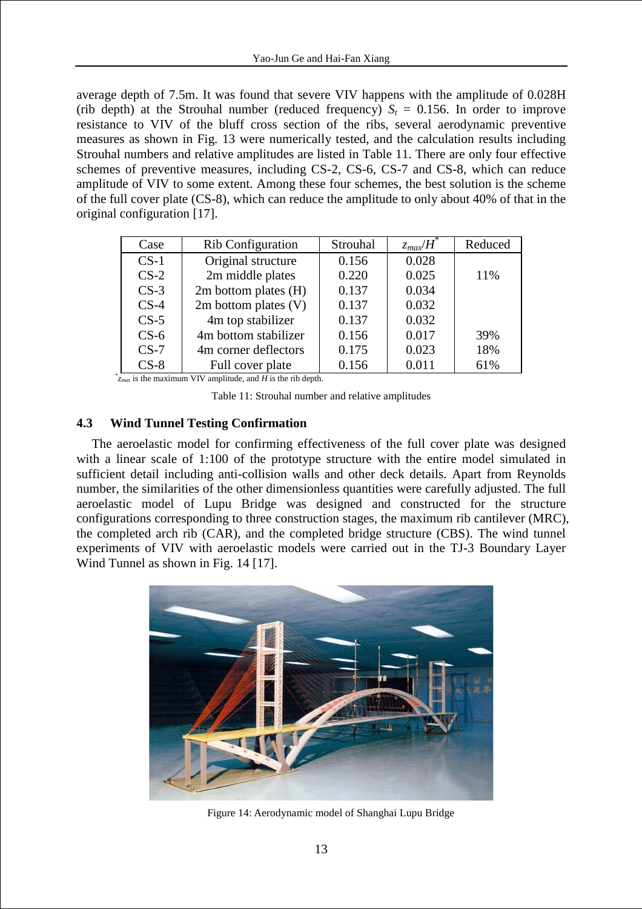average depth of 7.5m. It was found that severe VIV happens with the amplitude of 0.028H (rib depth) at the Strouhal number (reduced frequency) $S_t$ = 0.156. In order to improve resistance to VIV of the bluff cross section of the ribs, several aerodynamic preventive measures as shown in Fig. 13 were numerically tested, and the calculation results including Strouhal numbers and relative amplitudes are listed in Table 11. There are only four effective schemes of preventive measures, including CS-2, CS-6, CS-7 and CS-8, which can reduce amplitude of VIV to some extent. Among these four schemes, the best solution is the scheme of the full cover plate (CS-8), which can reduce the amplitude to only about 40% of that in the original configuration [17].

| Case | Rib Configuration | Strouhal | $z_{max}/H^*$ | Reduced |
|---|---|---|---|---|
| CS-1 | Original structure | 0.156 | 0.028 | |
| CS-2 | 2m middle plates | 0.220 | 0.025 | 11% |
| CS-3 | 2m bottom plates (H) | 0.137 | 0.034 | |
| CS-4 | 2m bottom plates (V) | 0.137 | 0.032 | |
| CS-5 | 4m top stabilizer | 0.137 | 0.032 | |
| CS-6 | 4m bottom stabilizer | 0.156 | 0.017 | 39% |
| CS-7 | 4m corner deflectors | 0.175 | 0.023 | 18% |
| CS-8 | Full cover plate | 0.156 | 0.011 | 61% |

*$z_{max}$ is the maximum VIV amplitude, and $H$ is the rib depth.

Table 11: Strouhal number and relative amplitudes

## 4.3 Wind Tunnel Testing Confirmation

The aeroelastic model for confirming effectiveness of the full cover plate was designed with a linear scale of 1:100 of the prototype structure with the entire model simulated in sufficient detail including anti-collision walls and other deck details. Apart from Reynolds number, the similarities of the other dimensionless quantities were carefully adjusted. The full aeroelastic model of Lupu Bridge was designed and constructed for the structure configurations corresponding to three construction stages, the maximum rib cantilever (MRC), the completed arch rib (CAR), and the completed bridge structure (CBS). The wind tunnel experiments of VIV with aeroelastic models were carried out in the TJ-3 Boundary Layer Wind Tunnel as shown in Fig. 14 [17].

Figure 14: Aerodynamic model of Shanghai Lupu Bridge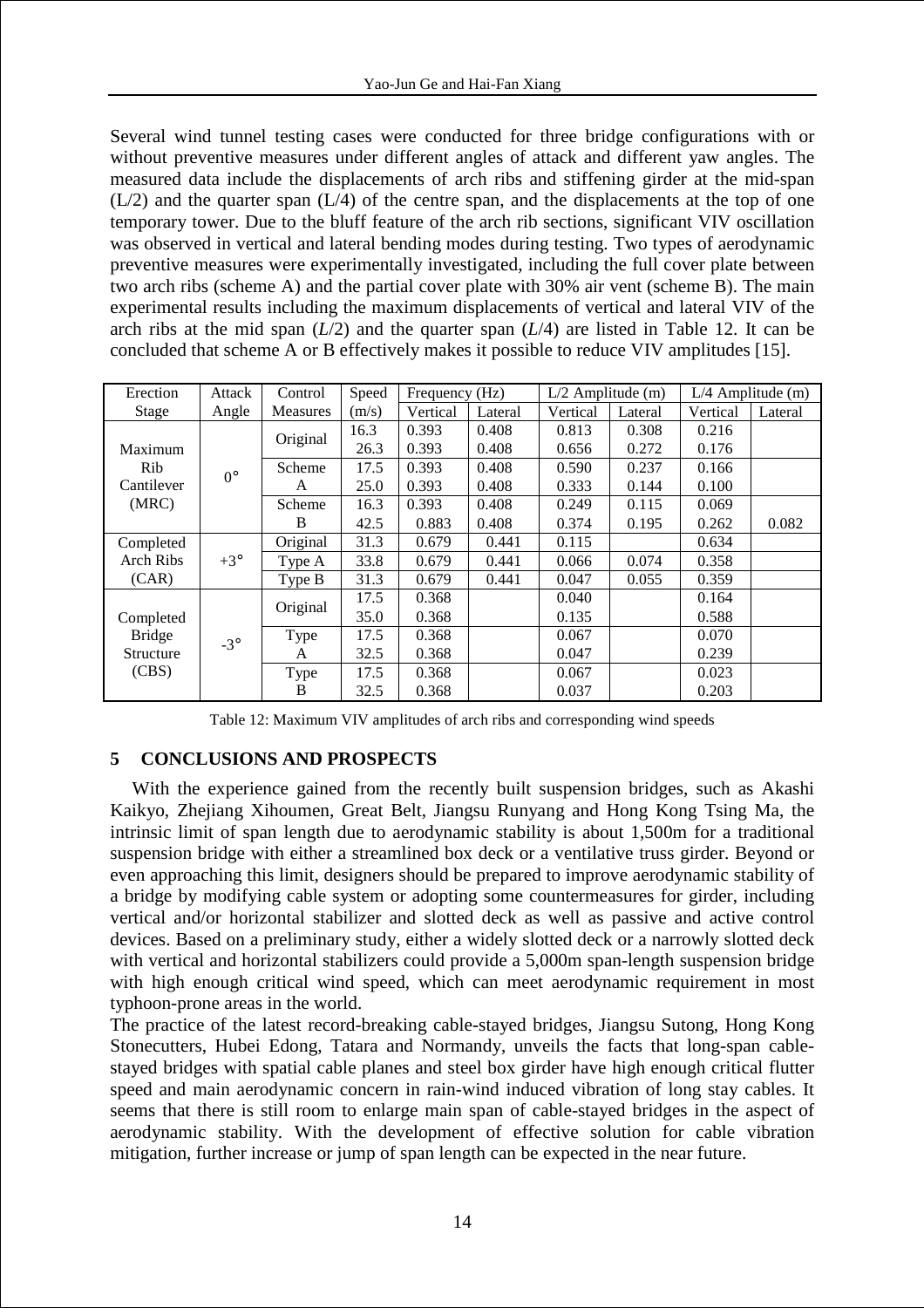Several wind tunnel testing cases were conducted for three bridge configurations with or without preventive measures under different angles of attack and different yaw angles. The measured data include the displacements of arch ribs and stiffening girder at the mid-span (L/2) and the quarter span (L/4) of the centre span, and the displacements at the top of one temporary tower. Due to the bluff feature of the arch rib sections, significant VIV oscillation was observed in vertical and lateral bending modes during testing. Two types of aerodynamic preventive measures were experimentally investigated, including the full cover plate between two arch ribs (scheme A) and the partial cover plate with 30% air vent (scheme B). The main experimental results including the maximum displacements of vertical and lateral VIV of the arch ribs at the mid span ($L/2$) and the quarter span ($L/4$) are listed in Table 12. It can be concluded that scheme A or B effectively makes it possible to reduce VIV amplitudes [15].

| Erection Stage | Attack Angle | Control Measures | Speed (m/s) | Frequency (Hz) | | L/2 Amplitude (m) | | L/4 Amplitude (m) | |
|---|---|---|---|---|---|---|---|---|---|
| | | | | Vertical | Lateral | Vertical | Lateral | Vertical | Lateral |
| Maximum Rib Cantilever (MRC) | 0° | Original | 16.3 | 0.393 | 0.408 | 0.813 | 0.308 | 0.216 | |
| | | | 26.3 | 0.393 | 0.408 | 0.656 | 0.272 | 0.176 | |
| | | Scheme A | 17.5 | 0.393 | 0.408 | 0.590 | 0.237 | 0.166 | |
| | | | 25.0 | 0.393 | 0.408 | 0.333 | 0.144 | 0.100 | |
| | | Scheme B | 16.3 | 0.393 | 0.408 | 0.249 | 0.115 | 0.069 | |
| | | | 42.5 | 0.883 | 0.408 | 0.374 | 0.195 | 0.262 | 0.082 |
| Completed Arch Ribs (CAR) | +3° | Original | 31.3 | 0.679 | 0.441 | 0.115 | | 0.634 | |
| | | Type A | 33.8 | 0.679 | 0.441 | 0.066 | 0.074 | 0.358 | |
| | | Type B | 31.3 | 0.679 | 0.441 | 0.047 | 0.055 | 0.359 | |
| Completed Bridge Structure (CBS) | -3° | Original | 17.5 | 0.368 | | 0.040 | | 0.164 | |
| | | | 35.0 | 0.368 | | 0.135 | | 0.588 | |
| | | Type A | 17.5 | 0.368 | | 0.067 | | 0.070 | |
| | | | 32.5 | 0.368 | | 0.047 | | 0.239 | |
| | | Type B | 17.5 | 0.368 | | 0.067 | | 0.023 | |
| | | | 32.5 | 0.368 | | 0.037 | | 0.203 | |

Table 12: Maximum VIV amplitudes of arch ribs and corresponding wind speeds

## 5 CONCLUSIONS AND PROSPECTS

With the experience gained from the recently built suspension bridges, such as Akashi Kaikyo, Zhejiang Xihoumen, Great Belt, Jiangsu Runyang and Hong Kong Tsing Ma, the intrinsic limit of span length due to aerodynamic stability is about 1,500m for a traditional suspension bridge with either a streamlined box deck or a ventilative truss girder. Beyond or even approaching this limit, designers should be prepared to improve aerodynamic stability of a bridge by modifying cable system or adopting some countermeasures for girder, including vertical and/or horizontal stabilizer and slotted deck as well as passive and active control devices. Based on a preliminary study, either a widely slotted deck or a narrowly slotted deck with vertical and horizontal stabilizers could provide a 5,000m span-length suspension bridge with high enough critical wind speed, which can meet aerodynamic requirement in most typhoon-prone areas in the world.

The practice of the latest record-breaking cable-stayed bridges, Jiangsu Sutong, Hong Kong Stonecutters, Hubei Edong, Tatara and Normandy, unveils the facts that long-span cable-stayed bridges with spatial cable planes and steel box girder have high enough critical flutter speed and main aerodynamic concern in rain-wind induced vibration of long stay cables. It seems that there is still room to enlarge main span of cable-stayed bridges in the aspect of aerodynamic stability. With the development of effective solution for cable vibration mitigation, further increase or jump of span length can be expected in the near future.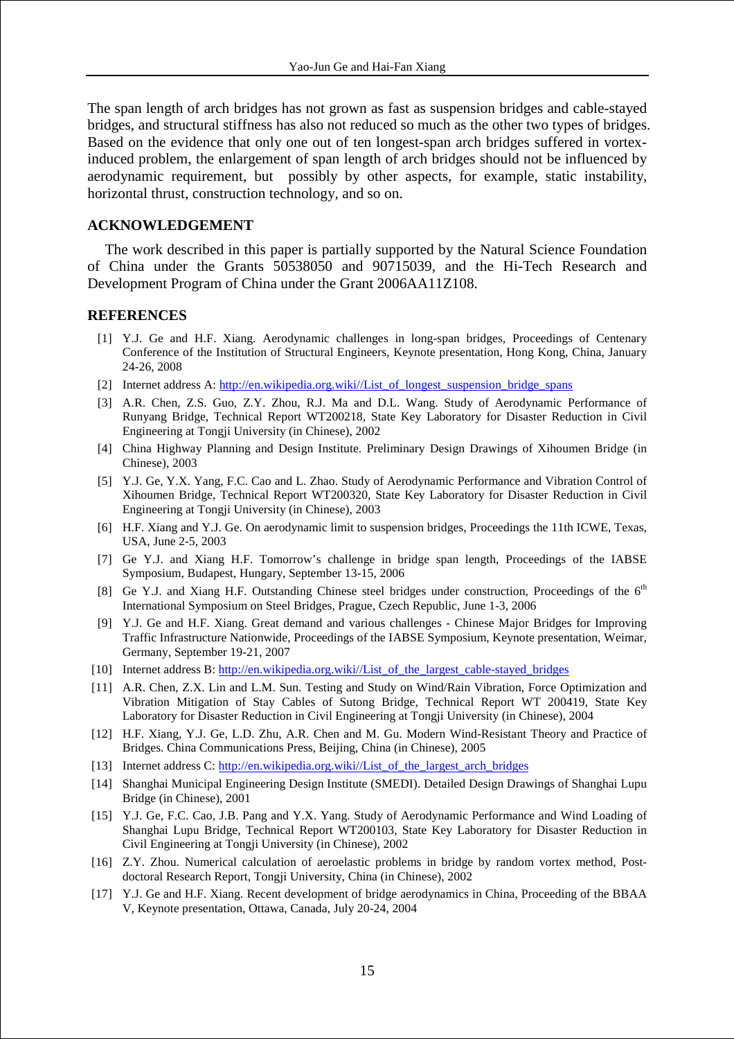The span length of arch bridges has not grown as fast as suspension bridges and cable-stayed bridges, and structural stiffness has also not reduced so much as the other two types of bridges. Based on the evidence that only one out of ten longest-span arch bridges suffered in vortex-induced problem, the enlargement of span length of arch bridges should not be influenced by aerodynamic requirement, but possibly by other aspects, for example, static instability, horizontal thrust, construction technology, and so on.

## ACKNOWLEDGEMENT

The work described in this paper is partially supported by the Natural Science Foundation of China under the Grants 50538050 and 90715039, and the Hi-Tech Research and Development Program of China under the Grant 2006AA11Z108.

## REFERENCES

[1] Y.J. Ge and H.F. Xiang. Aerodynamic challenges in long-span bridges, Proceedings of Centenary Conference of the Institution of Structural Engineers, Keynote presentation, Hong Kong, China, January 24-26, 2008

[2] Internet address A: http://en.wikipedia.org.wiki//List_of_longest_suspension_bridge_spans

[3] A.R. Chen, Z.S. Guo, Z.Y. Zhou, R.J. Ma and D.L. Wang. Study of Aerodynamic Performance of Runyang Bridge, Technical Report WT200218, State Key Laboratory for Disaster Reduction in Civil Engineering at Tongji University (in Chinese), 2002

[4] China Highway Planning and Design Institute. Preliminary Design Drawings of Xihoumen Bridge (in Chinese), 2003

[5] Y.J. Ge, Y.X. Yang, F.C. Cao and L. Zhao. Study of Aerodynamic Performance and Vibration Control of Xihoumen Bridge, Technical Report WT200320, State Key Laboratory for Disaster Reduction in Civil Engineering at Tongji University (in Chinese), 2003

[6] H.F. Xiang and Y.J. Ge. On aerodynamic limit to suspension bridges, Proceedings the 11th ICWE, Texas, USA, June 2-5, 2003

[7] Ge Y.J. and Xiang H.F. Tomorrow's challenge in bridge span length, Proceedings of the IABSE Symposium, Budapest, Hungary, September 13-15, 2006

[8] Ge Y.J. and Xiang H.F. Outstanding Chinese steel bridges under construction, Proceedings of the 6th International Symposium on Steel Bridges, Prague, Czech Republic, June 1-3, 2006

[9] Y.J. Ge and H.F. Xiang. Great demand and various challenges - Chinese Major Bridges for Improving Traffic Infrastructure Nationwide, Proceedings of the IABSE Symposium, Keynote presentation, Weimar, Germany, September 19-21, 2007

[10] Internet address B: http://en.wikipedia.org.wiki//List_of_the_largest_cable-stayed_bridges

[11] A.R. Chen, Z.X. Lin and L.M. Sun. Testing and Study on Wind/Rain Vibration, Force Optimization and Vibration Mitigation of Stay Cables of Sutong Bridge, Technical Report WT 200419, State Key Laboratory for Disaster Reduction in Civil Engineering at Tongji University (in Chinese), 2004

[12] H.F. Xiang, Y.J. Ge, L.D. Zhu, A.R. Chen and M. Gu. Modern Wind-Resistant Theory and Practice of Bridges. China Communications Press, Beijing, China (in Chinese), 2005

[13] Internet address C: http://en.wikipedia.org.wiki//List_of_the_largest_arch_bridges

[14] Shanghai Municipal Engineering Design Institute (SMEDI). Detailed Design Drawings of Shanghai Lupu Bridge (in Chinese), 2001

[15] Y.J. Ge, F.C. Cao, J.B. Pang and Y.X. Yang. Study of Aerodynamic Performance and Wind Loading of Shanghai Lupu Bridge, Technical Report WT200103, State Key Laboratory for Disaster Reduction in Civil Engineering at Tongji University (in Chinese), 2002

[16] Z.Y. Zhou. Numerical calculation of aeroelastic problems in bridge by random vortex method, Post-doctoral Research Report, Tongji University, China (in Chinese), 2002

[17] Y.J. Ge and H.F. Xiang. Recent development of bridge aerodynamics in China, Proceeding of the BBAA V, Keynote presentation, Ottawa, Canada, July 20-24, 2004